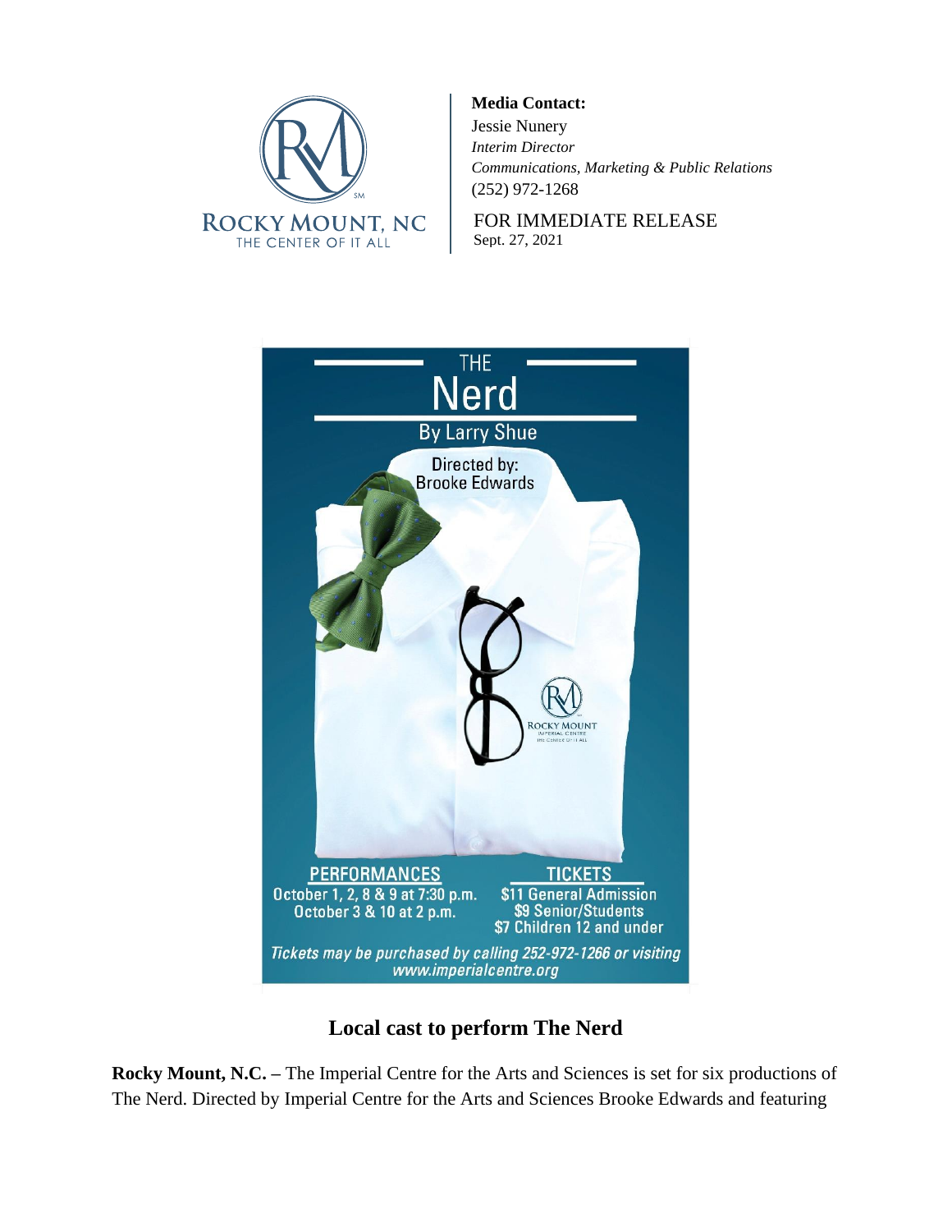ROCKY MOUNT, NC
THE CENTER OF IT ALL

**Media Contact:**
Jessie Nunery
*Interim Director*
*Communications, Marketing & Public Relations*
(252) 972-1268

FOR IMMEDIATE RELEASE
Sept. 27, 2021

THE
Nerd
By Larry Shue

Directed by:
Brooke Edwards

ROCKY MOUNT
IMPERIAL CENTRE
THE CENTER OF IT ALL

PERFORMANCES
October 1, 2, 8 & 9 at 7:30 p.m.
October 3 & 10 at 2 p.m.

TICKETS
$11 General Admission
$9 Senior/Students
$7 Children 12 and under

*Tickets may be purchased by calling 252-972-1266 or visiting www.imperialcentre.org*

## Local cast to perform The Nerd

**Rocky Mount, N.C. –** The Imperial Centre for the Arts and Sciences is set for six productions of The Nerd. Directed by Imperial Centre for the Arts and Sciences Brooke Edwards and featuring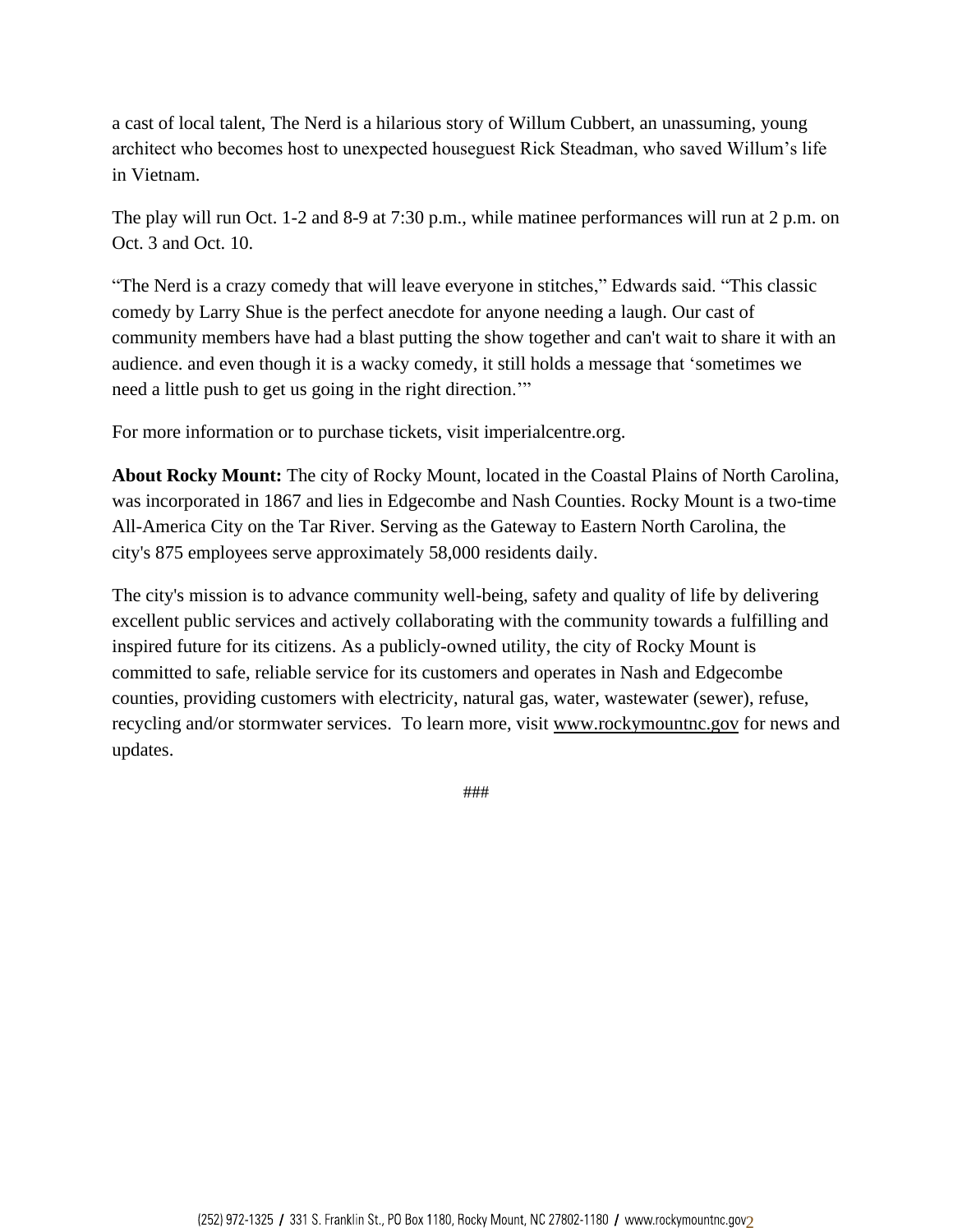a cast of local talent, The Nerd is a hilarious story of Willum Cubbert, an unassuming, young architect who becomes host to unexpected houseguest Rick Steadman, who saved Willum's life in Vietnam.

The play will run Oct. 1-2 and 8-9 at 7:30 p.m., while matinee performances will run at 2 p.m. on Oct. 3 and Oct. 10.

"The Nerd is a crazy comedy that will leave everyone in stitches," Edwards said. "This classic comedy by Larry Shue is the perfect anecdote for anyone needing a laugh. Our cast of community members have had a blast putting the show together and can't wait to share it with an audience. and even though it is a wacky comedy, it still holds a message that 'sometimes we need a little push to get us going in the right direction.'"

For more information or to purchase tickets, visit imperialcentre.org.

**About Rocky Mount:** The city of Rocky Mount, located in the Coastal Plains of North Carolina, was incorporated in 1867 and lies in Edgecombe and Nash Counties. Rocky Mount is a two-time All-America City on the Tar River. Serving as the Gateway to Eastern North Carolina, the city's 875 employees serve approximately 58,000 residents daily.

The city's mission is to advance community well-being, safety and quality of life by delivering excellent public services and actively collaborating with the community towards a fulfilling and inspired future for its citizens. As a publicly-owned utility, the city of Rocky Mount is committed to safe, reliable service for its customers and operates in Nash and Edgecombe counties, providing customers with electricity, natural gas, water, wastewater (sewer), refuse, recycling and/or stormwater services. To learn more, visit www.rockymountnc.gov for news and updates.

###